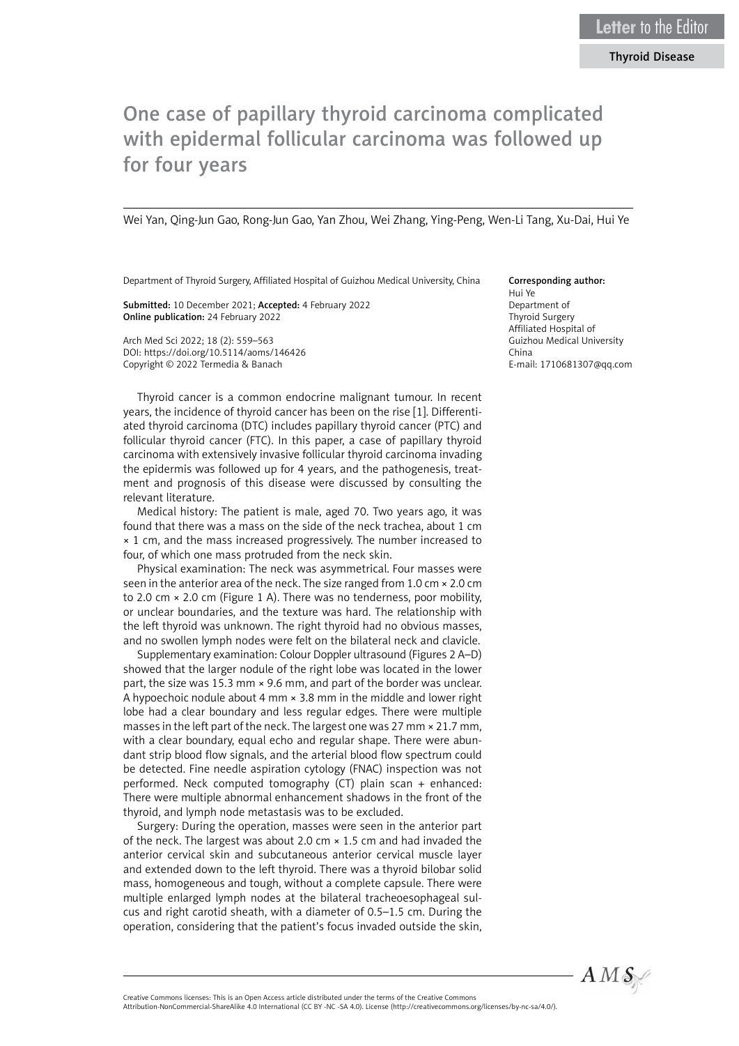Letter to the Editor

Thyroid Disease

# One case of papillary thyroid carcinoma complicated with epidermal follicular carcinoma was followed up for four years

Wei Yan, Qing-Jun Gao, Rong-Jun Gao, Yan Zhou, Wei Zhang, Ying-Peng, Wen-Li Tang, Xu-Dai, Hui Ye

Department of Thyroid Surgery, Affiliated Hospital of Guizhou Medical University, China

**Submitted:** 10 December 2021; **Accepted:** 4 February 2022
**Online publication:** 24 February 2022

Arch Med Sci 2022; 18 (2): 559–563
DOI: https://doi.org/10.5114/aoms/146426
Copyright © 2022 Termedia & Banach

**Corresponding author:**
Hui Ye
Department of Thyroid Surgery
Affiliated Hospital of Guizhou Medical University
China
E-mail: 1710681307@qq.com

Thyroid cancer is a common endocrine malignant tumour. In recent years, the incidence of thyroid cancer has been on the rise [1]. Differentiated thyroid carcinoma (DTC) includes papillary thyroid cancer (PTC) and follicular thyroid cancer (FTC). In this paper, a case of papillary thyroid carcinoma with extensively invasive follicular thyroid carcinoma invading the epidermis was followed up for 4 years, and the pathogenesis, treatment and prognosis of this disease were discussed by consulting the relevant literature.

Medical history: The patient is male, aged 70. Two years ago, it was found that there was a mass on the side of the neck trachea, about 1 cm × 1 cm, and the mass increased progressively. The number increased to four, of which one mass protruded from the neck skin.

Physical examination: The neck was asymmetrical. Four masses were seen in the anterior area of the neck. The size ranged from 1.0 cm × 2.0 cm to 2.0 cm × 2.0 cm (Figure 1 A). There was no tenderness, poor mobility, or unclear boundaries, and the texture was hard. The relationship with the left thyroid was unknown. The right thyroid had no obvious masses, and no swollen lymph nodes were felt on the bilateral neck and clavicle.

Supplementary examination: Colour Doppler ultrasound (Figures 2 A–D) showed that the larger nodule of the right lobe was located in the lower part, the size was 15.3 mm × 9.6 mm, and part of the border was unclear. A hypoechoic nodule about 4 mm × 3.8 mm in the middle and lower right lobe had a clear boundary and less regular edges. There were multiple masses in the left part of the neck. The largest one was 27 mm × 21.7 mm, with a clear boundary, equal echo and regular shape. There were abundant strip blood flow signals, and the arterial blood flow spectrum could be detected. Fine needle aspiration cytology (FNAC) inspection was not performed. Neck computed tomography (CT) plain scan + enhanced: There were multiple abnormal enhancement shadows in the front of the thyroid, and lymph node metastasis was to be excluded.

Surgery: During the operation, masses were seen in the anterior part of the neck. The largest was about 2.0 cm × 1.5 cm and had invaded the anterior cervical skin and subcutaneous anterior cervical muscle layer and extended down to the left thyroid. There was a thyroid bilobar solid mass, homogeneous and tough, without a complete capsule. There were multiple enlarged lymph nodes at the bilateral tracheoesophageal sulcus and right carotid sheath, with a diameter of 0.5–1.5 cm. During the operation, considering that the patient's focus invaded outside the skin,

Creative Commons licenses: This is an Open Access article distributed under the terms of the Creative Commons Attribution-NonCommercial-ShareAlike 4.0 International (CC BY -NC -SA 4.0). License (http://creativecommons.org/licenses/by-nc-sa/4.0/).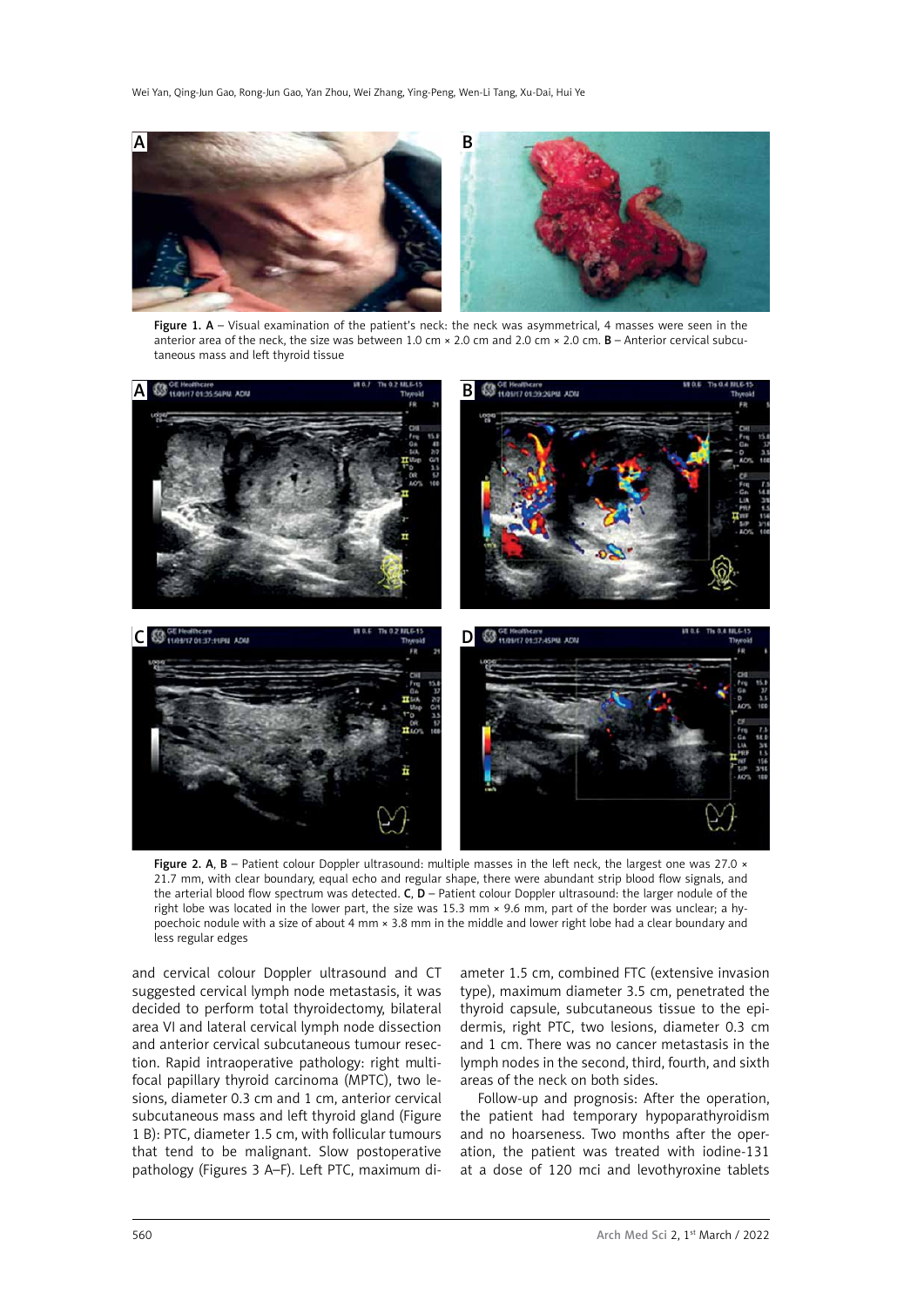Figure 1. A – Visual examination of the patient's neck: the neck was asymmetrical, 4 masses were seen in the anterior area of the neck, the size was between 1.0 cm × 2.0 cm and 2.0 cm × 2.0 cm. B – Anterior cervical subcutaneous mass and left thyroid tissue

Figure 2. A, B – Patient colour Doppler ultrasound: multiple masses in the left neck, the largest one was 27.0 × 21.7 mm, with clear boundary, equal echo and regular shape, there were abundant strip blood flow signals, and the arterial blood flow spectrum was detected. C, D – Patient colour Doppler ultrasound: the larger nodule of the right lobe was located in the lower part, the size was 15.3 mm × 9.6 mm, part of the border was unclear; a hypoechoic nodule with a size of about 4 mm × 3.8 mm in the middle and lower right lobe had a clear boundary and less regular edges

and cervical colour Doppler ultrasound and CT suggested cervical lymph node metastasis, it was decided to perform total thyroidectomy, bilateral area VI and lateral cervical lymph node dissection and anterior cervical subcutaneous tumour resection. Rapid intraoperative pathology: right multifocal papillary thyroid carcinoma (MPTC), two lesions, diameter 0.3 cm and 1 cm, anterior cervical subcutaneous mass and left thyroid gland (Figure 1 B): PTC, diameter 1.5 cm, with follicular tumours that tend to be malignant. Slow postoperative pathology (Figures 3 A–F). Left PTC, maximum diameter 1.5 cm, combined FTC (extensive invasion type), maximum diameter 3.5 cm, penetrated the thyroid capsule, subcutaneous tissue to the epidermis, right PTC, two lesions, diameter 0.3 cm and 1 cm. There was no cancer metastasis in the lymph nodes in the second, third, fourth, and sixth areas of the neck on both sides.

Follow-up and prognosis: After the operation, the patient had temporary hypoparathyroidism and no hoarseness. Two months after the operation, the patient was treated with iodine-131 at a dose of 120 mci and levothyroxine tablets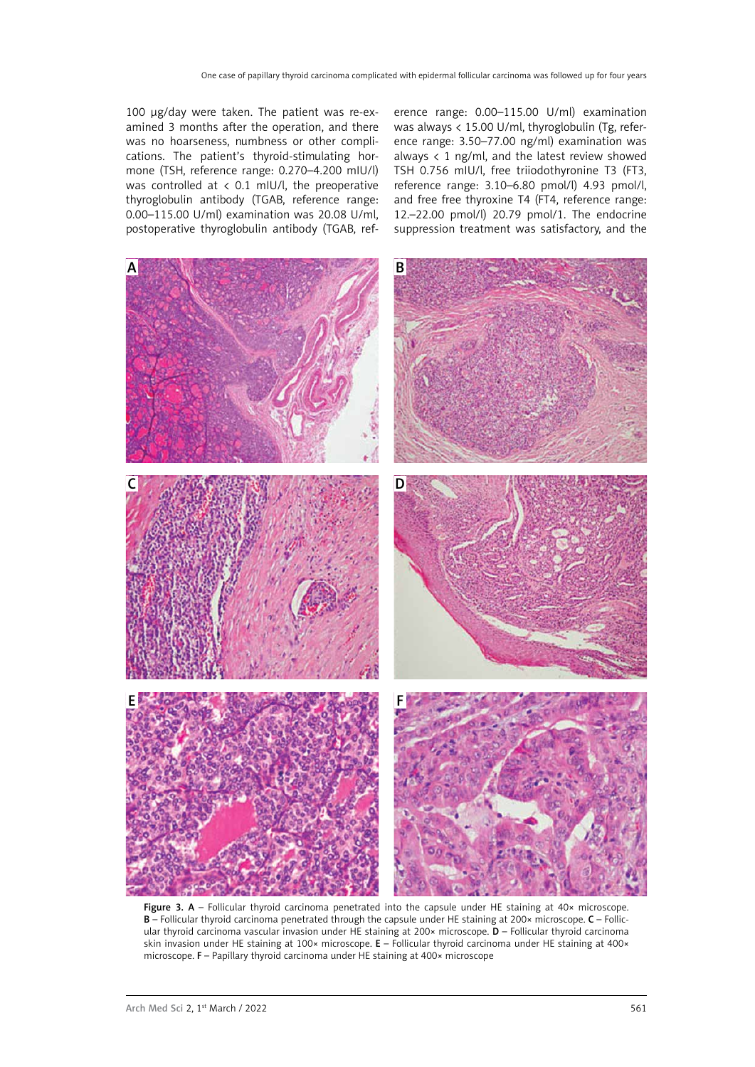100 μg/day were taken. The patient was re-examined 3 months after the operation, and there was no hoarseness, numbness or other complications. The patient's thyroid-stimulating hormone (TSH, reference range: 0.270–4.200 mIU/l) was controlled at < 0.1 mIU/l, the preoperative thyroglobulin antibody (TGAB, reference range: 0.00–115.00 U/ml) examination was 20.08 U/ml, postoperative thyroglobulin antibody (TGAB, reference range: 0.00–115.00 U/ml) examination was always < 15.00 U/ml, thyroglobulin (Tg, reference range: 3.50–77.00 ng/ml) examination was always < 1 ng/ml, and the latest review showed TSH 0.756 mIU/l, free triiodothyronine T3 (FT3, reference range: 3.10–6.80 pmol/l) 4.93 pmol/l, and free free thyroxine T4 (FT4, reference range: 12.–22.00 pmol/l) 20.79 pmol/1. The endocrine suppression treatment was satisfactory, and the

**Figure 3.** **A** – Follicular thyroid carcinoma penetrated into the capsule under HE staining at 40× microscope. **B** – Follicular thyroid carcinoma penetrated through the capsule under HE staining at 200× microscope. **C** – Follicular thyroid carcinoma vascular invasion under HE staining at 200× microscope. **D** – Follicular thyroid carcinoma skin invasion under HE staining at 100× microscope. **E** – Follicular thyroid carcinoma under HE staining at 400× microscope. **F** – Papillary thyroid carcinoma under HE staining at 400× microscope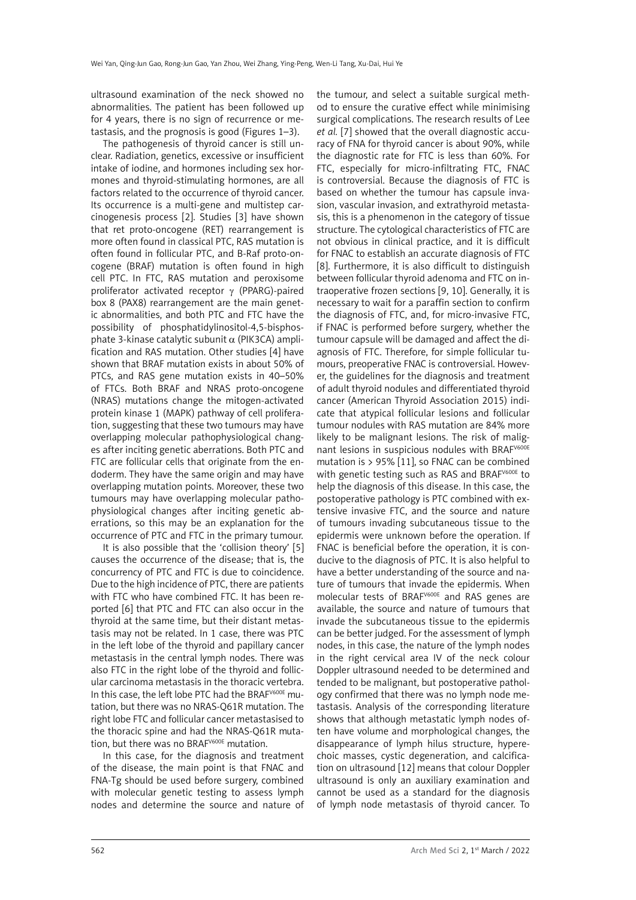ultrasound examination of the neck showed no abnormalities. The patient has been followed up for 4 years, there is no sign of recurrence or metastasis, and the prognosis is good (Figures 1–3).

The pathogenesis of thyroid cancer is still unclear. Radiation, genetics, excessive or insufficient intake of iodine, and hormones including sex hormones and thyroid-stimulating hormones, are all factors related to the occurrence of thyroid cancer. Its occurrence is a multi-gene and multistep carcinogenesis process [2]. Studies [3] have shown that ret proto-oncogene (RET) rearrangement is more often found in classical PTC, RAS mutation is often found in follicular PTC, and B-Raf proto-oncogene (BRAF) mutation is often found in high cell PTC. In FTC, RAS mutation and peroxisome proliferator activated receptor $\gamma$ (PPARG)-paired box 8 (PAX8) rearrangement are the main genetic abnormalities, and both PTC and FTC have the possibility of phosphatidylinositol-4,5-bisphosphate 3-kinase catalytic subunit $\alpha$ (PIK3CA) amplification and RAS mutation. Other studies [4] have shown that BRAF mutation exists in about 50% of PTCs, and RAS gene mutation exists in 40–50% of FTCs. Both BRAF and NRAS proto-oncogene (NRAS) mutations change the mitogen-activated protein kinase 1 (MAPK) pathway of cell proliferation, suggesting that these two tumours may have overlapping molecular pathophysiological changes after inciting genetic aberrations. Both PTC and FTC are follicular cells that originate from the endoderm. They have the same origin and may have overlapping mutation points. Moreover, these two tumours may have overlapping molecular pathophysiological changes after inciting genetic aberrations, so this may be an explanation for the occurrence of PTC and FTC in the primary tumour.

It is also possible that the 'collision theory' [5] causes the occurrence of the disease; that is, the concurrency of PTC and FTC is due to coincidence. Due to the high incidence of PTC, there are patients with FTC who have combined FTC. It has been reported [6] that PTC and FTC can also occur in the thyroid at the same time, but their distant metastasis may not be related. In 1 case, there was PTC in the left lobe of the thyroid and papillary cancer metastasis in the central lymph nodes. There was also FTC in the right lobe of the thyroid and follicular carcinoma metastasis in the thoracic vertebra. In this case, the left lobe PTC had the $BRAF^{V600E}$ mutation, but there was no NRAS-Q61R mutation. The right lobe FTC and follicular cancer metastasised to the thoracic spine and had the NRAS-Q61R mutation, but there was no $BRAF^{V600E}$ mutation.

In this case, for the diagnosis and treatment of the disease, the main point is that FNAC and FNA-Tg should be used before surgery, combined with molecular genetic testing to assess lymph nodes and determine the source and nature of the tumour, and select a suitable surgical method to ensure the curative effect while minimising surgical complications. The research results of Lee *et al.* [7] showed that the overall diagnostic accuracy of FNA for thyroid cancer is about 90%, while the diagnostic rate for FTC is less than 60%. For FTC, especially for micro-infiltrating FTC, FNAC is controversial. Because the diagnosis of FTC is based on whether the tumour has capsule invasion, vascular invasion, and extrathyroid metastasis, this is a phenomenon in the category of tissue structure. The cytological characteristics of FTC are not obvious in clinical practice, and it is difficult for FNAC to establish an accurate diagnosis of FTC [8]. Furthermore, it is also difficult to distinguish between follicular thyroid adenoma and FTC on intraoperative frozen sections [9, 10]. Generally, it is necessary to wait for a paraffin section to confirm the diagnosis of FTC, and, for micro-invasive FTC, if FNAC is performed before surgery, whether the tumour capsule will be damaged and affect the diagnosis of FTC. Therefore, for simple follicular tumours, preoperative FNAC is controversial. However, the guidelines for the diagnosis and treatment of adult thyroid nodules and differentiated thyroid cancer (American Thyroid Association 2015) indicate that atypical follicular lesions and follicular tumour nodules with RAS mutation are 84% more likely to be malignant lesions. The risk of malignant lesions in suspicious nodules with $BRAF^{V600E}$ mutation is > 95% [11], so FNAC can be combined with genetic testing such as RAS and $BRAF^{V600E}$ to help the diagnosis of this disease. In this case, the postoperative pathology is PTC combined with extensive invasive FTC, and the source and nature of tumours invading subcutaneous tissue to the epidermis were unknown before the operation. If FNAC is beneficial before the operation, it is conducive to the diagnosis of PTC. It is also helpful to have a better understanding of the source and nature of tumours that invade the epidermis. When molecular tests of $BRAF^{V600E}$ and RAS genes are available, the source and nature of tumours that invade the subcutaneous tissue to the epidermis can be better judged. For the assessment of lymph nodes, in this case, the nature of the lymph nodes in the right cervical area IV of the neck colour Doppler ultrasound needed to be determined and tended to be malignant, but postoperative pathology confirmed that there was no lymph node metastasis. Analysis of the corresponding literature shows that although metastatic lymph nodes often have volume and morphological changes, the disappearance of lymph hilus structure, hyperechoic masses, cystic degeneration, and calcification on ultrasound [12] means that colour Doppler ultrasound is only an auxiliary examination and cannot be used as a standard for the diagnosis of lymph node metastasis of thyroid cancer. To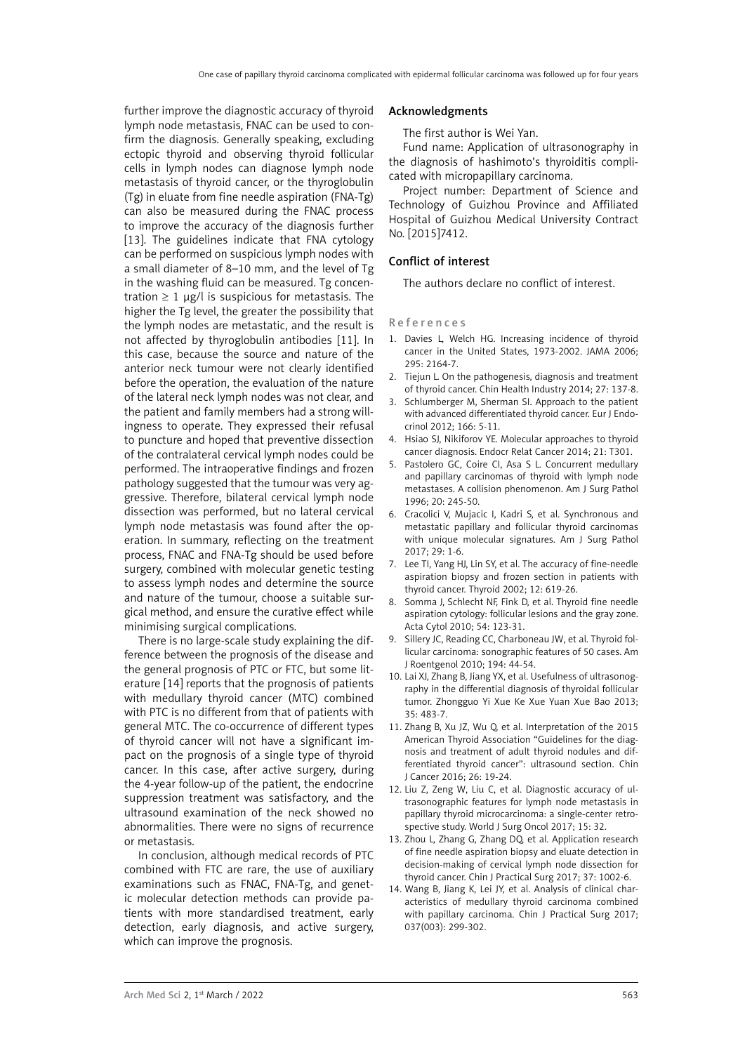further improve the diagnostic accuracy of thyroid lymph node metastasis, FNAC can be used to confirm the diagnosis. Generally speaking, excluding ectopic thyroid and observing thyroid follicular cells in lymph nodes can diagnose lymph node metastasis of thyroid cancer, or the thyroglobulin (Tg) in eluate from fine needle aspiration (FNA-Tg) can also be measured during the FNAC process to improve the accuracy of the diagnosis further [13]. The guidelines indicate that FNA cytology can be performed on suspicious lymph nodes with a small diameter of 8–10 mm, and the level of Tg in the washing fluid can be measured. Tg concentration ≥ 1 μg/l is suspicious for metastasis. The higher the Tg level, the greater the possibility that the lymph nodes are metastatic, and the result is not affected by thyroglobulin antibodies [11]. In this case, because the source and nature of the anterior neck tumour were not clearly identified before the operation, the evaluation of the nature of the lateral neck lymph nodes was not clear, and the patient and family members had a strong willingness to operate. They expressed their refusal to puncture and hoped that preventive dissection of the contralateral cervical lymph nodes could be performed. The intraoperative findings and frozen pathology suggested that the tumour was very aggressive. Therefore, bilateral cervical lymph node dissection was performed, but no lateral cervical lymph node metastasis was found after the operation. In summary, reflecting on the treatment process, FNAC and FNA-Tg should be used before surgery, combined with molecular genetic testing to assess lymph nodes and determine the source and nature of the tumour, choose a suitable surgical method, and ensure the curative effect while minimising surgical complications.

There is no large-scale study explaining the difference between the prognosis of the disease and the general prognosis of PTC or FTC, but some literature [14] reports that the prognosis of patients with medullary thyroid cancer (MTC) combined with PTC is no different from that of patients with general MTC. The co-occurrence of different types of thyroid cancer will not have a significant impact on the prognosis of a single type of thyroid cancer. In this case, after active surgery, during the 4-year follow-up of the patient, the endocrine suppression treatment was satisfactory, and the ultrasound examination of the neck showed no abnormalities. There were no signs of recurrence or metastasis.

In conclusion, although medical records of PTC combined with FTC are rare, the use of auxiliary examinations such as FNAC, FNA-Tg, and genetic molecular detection methods can provide patients with more standardised treatment, early detection, early diagnosis, and active surgery, which can improve the prognosis.

## Acknowledgments

The first author is Wei Yan.

Fund name: Application of ultrasonography in the diagnosis of hashimoto's thyroiditis complicated with micropapillary carcinoma.

Project number: Department of Science and Technology of Guizhou Province and Affiliated Hospital of Guizhou Medical University Contract No. [2015]7412.

## Conflict of interest

The authors declare no conflict of interest.

## References

1. Davies L, Welch HG. Increasing incidence of thyroid cancer in the United States, 1973-2002. JAMA 2006; 295: 2164-7.
2. Tiejun L. On the pathogenesis, diagnosis and treatment of thyroid cancer. Chin Health Industry 2014; 27: 137-8.
3. Schlumberger M, Sherman SI. Approach to the patient with advanced differentiated thyroid cancer. Eur J Endocrinol 2012; 166: 5-11.
4. Hsiao SJ, Nikiforov YE. Molecular approaches to thyroid cancer diagnosis. Endocr Relat Cancer 2014; 21: T301.
5. Pastolero GC, Coire CI, Asa S L. Concurrent medullary and papillary carcinomas of thyroid with lymph node metastases. A collision phenomenon. Am J Surg Pathol 1996; 20: 245-50.
6. Cracolici V, Mujacic I, Kadri S, et al. Synchronous and metastatic papillary and follicular thyroid carcinomas with unique molecular signatures. Am J Surg Pathol 2017; 29: 1-6.
7. Lee TI, Yang HJ, Lin SY, et al. The accuracy of fine-needle aspiration biopsy and frozen section in patients with thyroid cancer. Thyroid 2002; 12: 619-26.
8. Somma J, Schlecht NF, Fink D, et al. Thyroid fine needle aspiration cytology: follicular lesions and the gray zone. Acta Cytol 2010; 54: 123-31.
9. Sillery JC, Reading CC, Charboneau JW, et al. Thyroid follicular carcinoma: sonographic features of 50 cases. Am J Roentgenol 2010; 194: 44-54.
10. Lai XJ, Zhang B, Jiang YX, et al. Usefulness of ultrasonography in the differential diagnosis of thyroidal follicular tumor. Zhongguo Yi Xue Ke Xue Yuan Xue Bao 2013; 35: 483-7.
11. Zhang B, Xu JZ, Wu Q, et al. Interpretation of the 2015 American Thyroid Association "Guidelines for the diagnosis and treatment of adult thyroid nodules and differentiated thyroid cancer": ultrasound section. Chin J Cancer 2016; 26: 19-24.
12. Liu Z, Zeng W, Liu C, et al. Diagnostic accuracy of ultrasonographic features for lymph node metastasis in papillary thyroid microcarcinoma: a single-center retrospective study. World J Surg Oncol 2017; 15: 32.
13. Zhou L, Zhang G, Zhang DQ, et al. Application research of fine needle aspiration biopsy and eluate detection in decision-making of cervical lymph node dissection for thyroid cancer. Chin J Practical Surg 2017; 37: 1002-6.
14. Wang B, Jiang K, Lei JY, et al. Analysis of clinical characteristics of medullary thyroid carcinoma combined with papillary carcinoma. Chin J Practical Surg 2017; 037(003): 299-302.